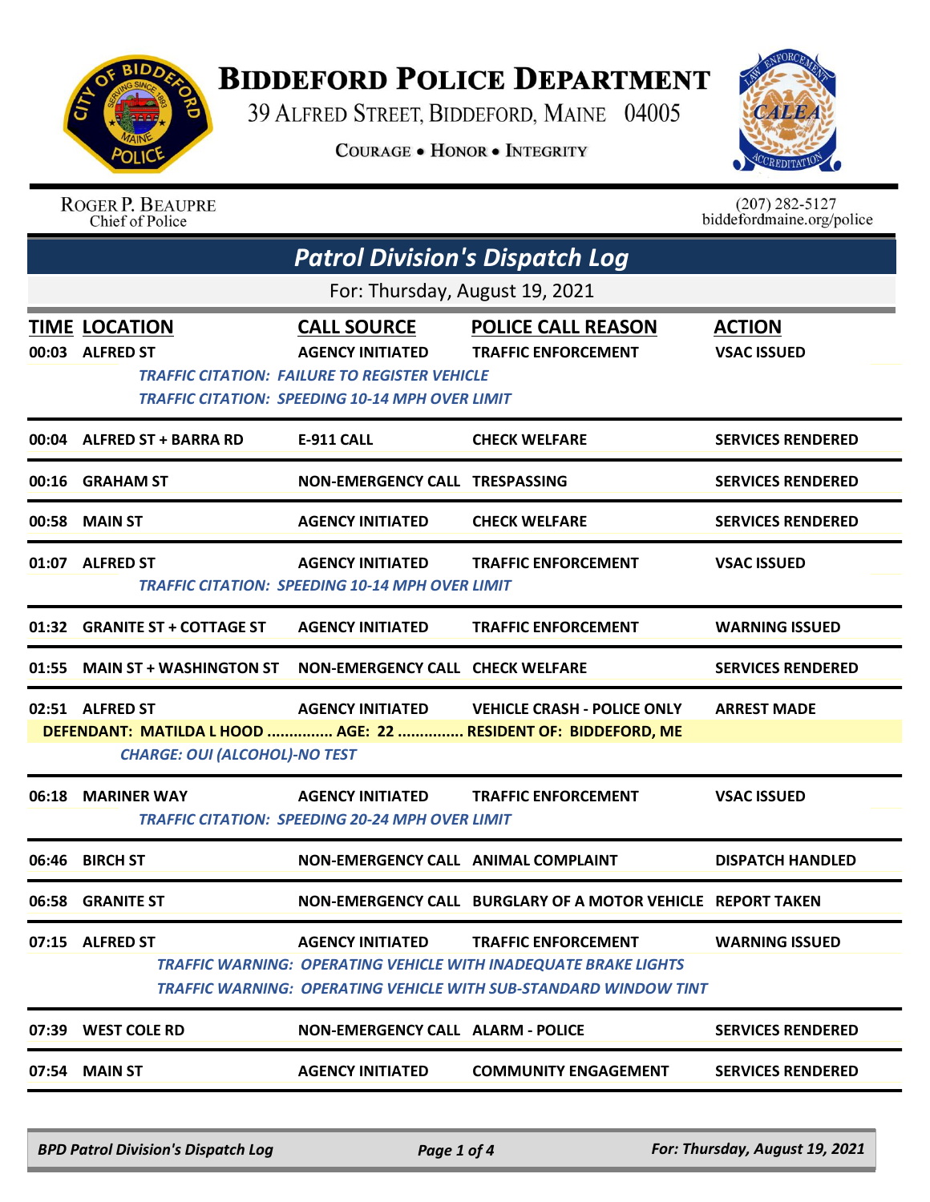# BIDDEFORD POLICE DEPARTMENT

39 ALFRED STREET, BIDDEFORD, MAINE 04005

COURAGE • HONOR • INTEGRITY

ROGER P. BEAUPRE
Chief of Police

(207) 282-5127
biddefordmaine.org/police

## *Patrol Division's Dispatch Log*

For: Thursday, August 19, 2021

| TIME | LOCATION | CALL SOURCE | POLICE CALL REASON | ACTION |
|---|---|---|---|---|
| 00:03 | ALFRED ST | AGENCY INITIATED | TRAFFIC ENFORCEMENT | VSAC ISSUED |
| | *TRAFFIC CITATION: FAILURE TO REGISTER VEHICLE* | | | |
| | *TRAFFIC CITATION: SPEEDING 10-14 MPH OVER LIMIT* | | | |
| 00:04 | ALFRED ST + BARRA RD | E-911 CALL | CHECK WELFARE | SERVICES RENDERED |
| 00:16 | GRAHAM ST | NON-EMERGENCY CALL | TRESPASSING | SERVICES RENDERED |
| 00:58 | MAIN ST | AGENCY INITIATED | CHECK WELFARE | SERVICES RENDERED |
| 01:07 | ALFRED ST | AGENCY INITIATED | TRAFFIC ENFORCEMENT | VSAC ISSUED |
| | *TRAFFIC CITATION: SPEEDING 10-14 MPH OVER LIMIT* | | | |
| 01:32 | GRANITE ST + COTTAGE ST | AGENCY INITIATED | TRAFFIC ENFORCEMENT | WARNING ISSUED |
| 01:55 | MAIN ST + WASHINGTON ST | NON-EMERGENCY CALL | CHECK WELFARE | SERVICES RENDERED |
| 02:51 | ALFRED ST | AGENCY INITIATED | VEHICLE CRASH - POLICE ONLY | ARREST MADE |
| | DEFENDANT: MATILDA L HOOD ............... AGE: 22 ............... RESIDENT OF: BIDDEFORD, ME | | | |
| | *CHARGE: OUI (ALCOHOL)-NO TEST* | | | |
| 06:18 | MARINER WAY | AGENCY INITIATED | TRAFFIC ENFORCEMENT | VSAC ISSUED |
| | *TRAFFIC CITATION: SPEEDING 20-24 MPH OVER LIMIT* | | | |
| 06:46 | BIRCH ST | NON-EMERGENCY CALL | ANIMAL COMPLAINT | DISPATCH HANDLED |
| 06:58 | GRANITE ST | NON-EMERGENCY CALL | BURGLARY OF A MOTOR VEHICLE | REPORT TAKEN |
| 07:15 | ALFRED ST | AGENCY INITIATED | TRAFFIC ENFORCEMENT | WARNING ISSUED |
| | *TRAFFIC WARNING: OPERATING VEHICLE WITH INADEQUATE BRAKE LIGHTS* | | | |
| | *TRAFFIC WARNING: OPERATING VEHICLE WITH SUB-STANDARD WINDOW TINT* | | | |
| 07:39 | WEST COLE RD | NON-EMERGENCY CALL | ALARM - POLICE | SERVICES RENDERED |
| 07:54 | MAIN ST | AGENCY INITIATED | COMMUNITY ENGAGEMENT | SERVICES RENDERED |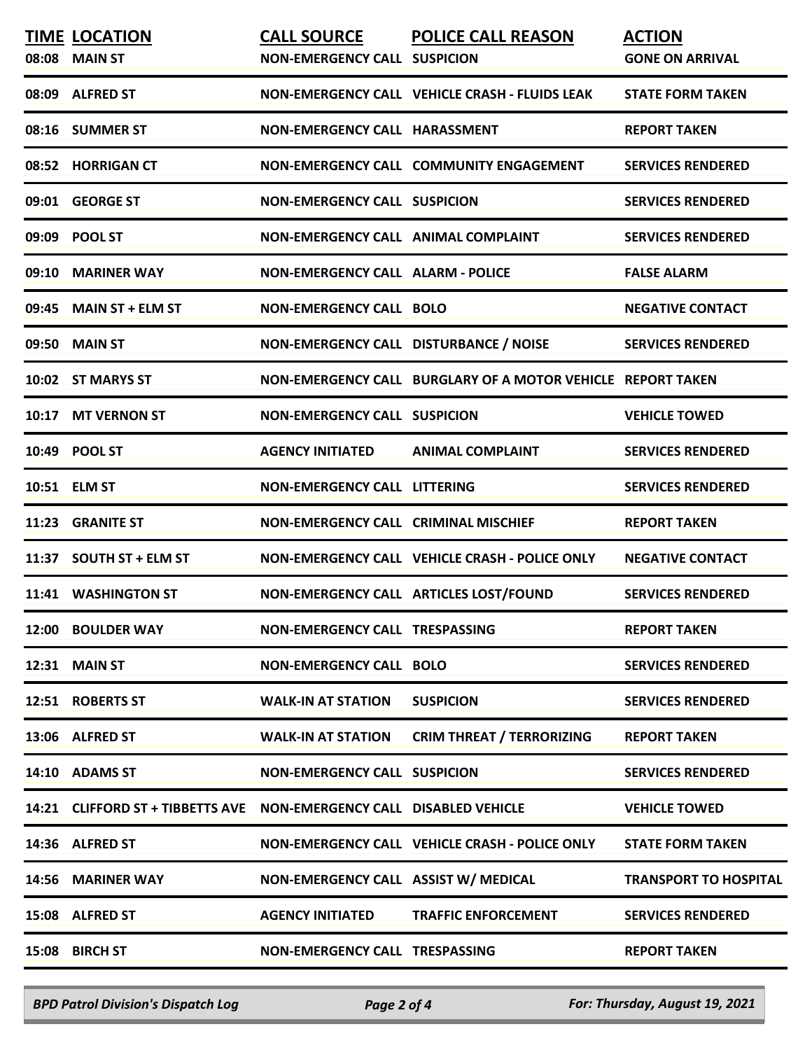| TIME | LOCATION | CALL SOURCE | POLICE CALL REASON | ACTION |
|---|---|---|---|---|
| 08:08 | MAIN ST | NON-EMERGENCY CALL | SUSPICION | GONE ON ARRIVAL |
| 08:09 | ALFRED ST | NON-EMERGENCY CALL | VEHICLE CRASH - FLUIDS LEAK | STATE FORM TAKEN |
| 08:16 | SUMMER ST | NON-EMERGENCY CALL | HARASSMENT | REPORT TAKEN |
| 08:52 | HORRIGAN CT | NON-EMERGENCY CALL | COMMUNITY ENGAGEMENT | SERVICES RENDERED |
| 09:01 | GEORGE ST | NON-EMERGENCY CALL | SUSPICION | SERVICES RENDERED |
| 09:09 | POOL ST | NON-EMERGENCY CALL | ANIMAL COMPLAINT | SERVICES RENDERED |
| 09:10 | MARINER WAY | NON-EMERGENCY CALL | ALARM - POLICE | FALSE ALARM |
| 09:45 | MAIN ST + ELM ST | NON-EMERGENCY CALL | BOLO | NEGATIVE CONTACT |
| 09:50 | MAIN ST | NON-EMERGENCY CALL | DISTURBANCE / NOISE | SERVICES RENDERED |
| 10:02 | ST MARYS ST | NON-EMERGENCY CALL | BURGLARY OF A MOTOR VEHICLE | REPORT TAKEN |
| 10:17 | MT VERNON ST | NON-EMERGENCY CALL | SUSPICION | VEHICLE TOWED |
| 10:49 | POOL ST | AGENCY INITIATED | ANIMAL COMPLAINT | SERVICES RENDERED |
| 10:51 | ELM ST | NON-EMERGENCY CALL | LITTERING | SERVICES RENDERED |
| 11:23 | GRANITE ST | NON-EMERGENCY CALL | CRIMINAL MISCHIEF | REPORT TAKEN |
| 11:37 | SOUTH ST + ELM ST | NON-EMERGENCY CALL | VEHICLE CRASH - POLICE ONLY | NEGATIVE CONTACT |
| 11:41 | WASHINGTON ST | NON-EMERGENCY CALL | ARTICLES LOST/FOUND | SERVICES RENDERED |
| 12:00 | BOULDER WAY | NON-EMERGENCY CALL | TRESPASSING | REPORT TAKEN |
| 12:31 | MAIN ST | NON-EMERGENCY CALL | BOLO | SERVICES RENDERED |
| 12:51 | ROBERTS ST | WALK-IN AT STATION | SUSPICION | SERVICES RENDERED |
| 13:06 | ALFRED ST | WALK-IN AT STATION | CRIM THREAT / TERRORIZING | REPORT TAKEN |
| 14:10 | ADAMS ST | NON-EMERGENCY CALL | SUSPICION | SERVICES RENDERED |
| 14:21 | CLIFFORD ST + TIBBETTS AVE | NON-EMERGENCY CALL | DISABLED VEHICLE | VEHICLE TOWED |
| 14:36 | ALFRED ST | NON-EMERGENCY CALL | VEHICLE CRASH - POLICE ONLY | STATE FORM TAKEN |
| 14:56 | MARINER WAY | NON-EMERGENCY CALL | ASSIST W/ MEDICAL | TRANSPORT TO HOSPITAL |
| 15:08 | ALFRED ST | AGENCY INITIATED | TRAFFIC ENFORCEMENT | SERVICES RENDERED |
| 15:08 | BIRCH ST | NON-EMERGENCY CALL | TRESPASSING | REPORT TAKEN |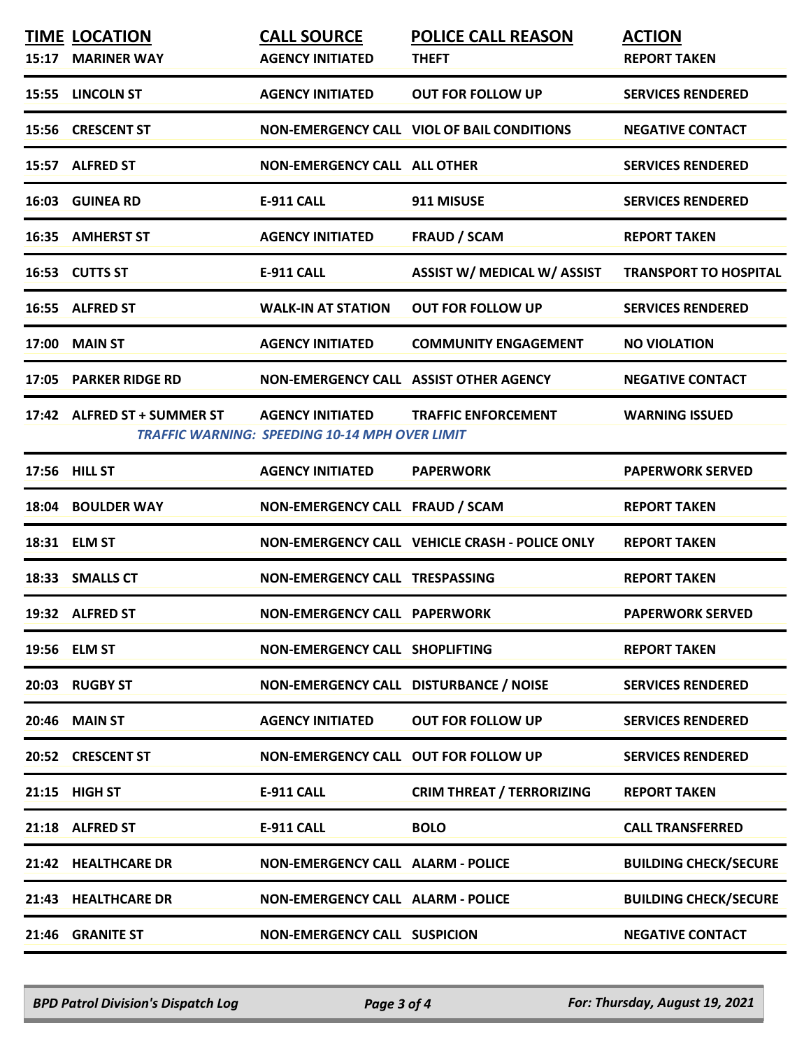| TIME | LOCATION | CALL SOURCE | POLICE CALL REASON | ACTION |
|---|---|---|---|---|
| 15:17 | MARINER WAY | AGENCY INITIATED | THEFT | REPORT TAKEN |
| 15:55 | LINCOLN ST | AGENCY INITIATED | OUT FOR FOLLOW UP | SERVICES RENDERED |
| 15:56 | CRESCENT ST | NON-EMERGENCY CALL | VIOL OF BAIL CONDITIONS | NEGATIVE CONTACT |
| 15:57 | ALFRED ST | NON-EMERGENCY CALL | ALL OTHER | SERVICES RENDERED |
| 16:03 | GUINEA RD | E-911 CALL | 911 MISUSE | SERVICES RENDERED |
| 16:35 | AMHERST ST | AGENCY INITIATED | FRAUD / SCAM | REPORT TAKEN |
| 16:53 | CUTTS ST | E-911 CALL | ASSIST W/ MEDICAL W/ ASSIST | TRANSPORT TO HOSPITAL |
| 16:55 | ALFRED ST | WALK-IN AT STATION | OUT FOR FOLLOW UP | SERVICES RENDERED |
| 17:00 | MAIN ST | AGENCY INITIATED | COMMUNITY ENGAGEMENT | NO VIOLATION |
| 17:05 | PARKER RIDGE RD | NON-EMERGENCY CALL | ASSIST OTHER AGENCY | NEGATIVE CONTACT |
| 17:42 | ALFRED ST + SUMMER ST | AGENCY INITIATED | TRAFFIC ENFORCEMENT | WARNING ISSUED |
| | | *TRAFFIC WARNING: SPEEDING 10-14 MPH OVER LIMIT* | | |
| 17:56 | HILL ST | AGENCY INITIATED | PAPERWORK | PAPERWORK SERVED |
| 18:04 | BOULDER WAY | NON-EMERGENCY CALL | FRAUD / SCAM | REPORT TAKEN |
| 18:31 | ELM ST | NON-EMERGENCY CALL | VEHICLE CRASH - POLICE ONLY | REPORT TAKEN |
| 18:33 | SMALLS CT | NON-EMERGENCY CALL | TRESPASSING | REPORT TAKEN |
| 19:32 | ALFRED ST | NON-EMERGENCY CALL | PAPERWORK | PAPERWORK SERVED |
| 19:56 | ELM ST | NON-EMERGENCY CALL | SHOPLIFTING | REPORT TAKEN |
| 20:03 | RUGBY ST | NON-EMERGENCY CALL | DISTURBANCE / NOISE | SERVICES RENDERED |
| 20:46 | MAIN ST | AGENCY INITIATED | OUT FOR FOLLOW UP | SERVICES RENDERED |
| 20:52 | CRESCENT ST | NON-EMERGENCY CALL | OUT FOR FOLLOW UP | SERVICES RENDERED |
| 21:15 | HIGH ST | E-911 CALL | CRIM THREAT / TERRORIZING | REPORT TAKEN |
| 21:18 | ALFRED ST | E-911 CALL | BOLO | CALL TRANSFERRED |
| 21:42 | HEALTHCARE DR | NON-EMERGENCY CALL | ALARM - POLICE | BUILDING CHECK/SECURE |
| 21:43 | HEALTHCARE DR | NON-EMERGENCY CALL | ALARM - POLICE | BUILDING CHECK/SECURE |
| 21:46 | GRANITE ST | NON-EMERGENCY CALL | SUSPICION | NEGATIVE CONTACT |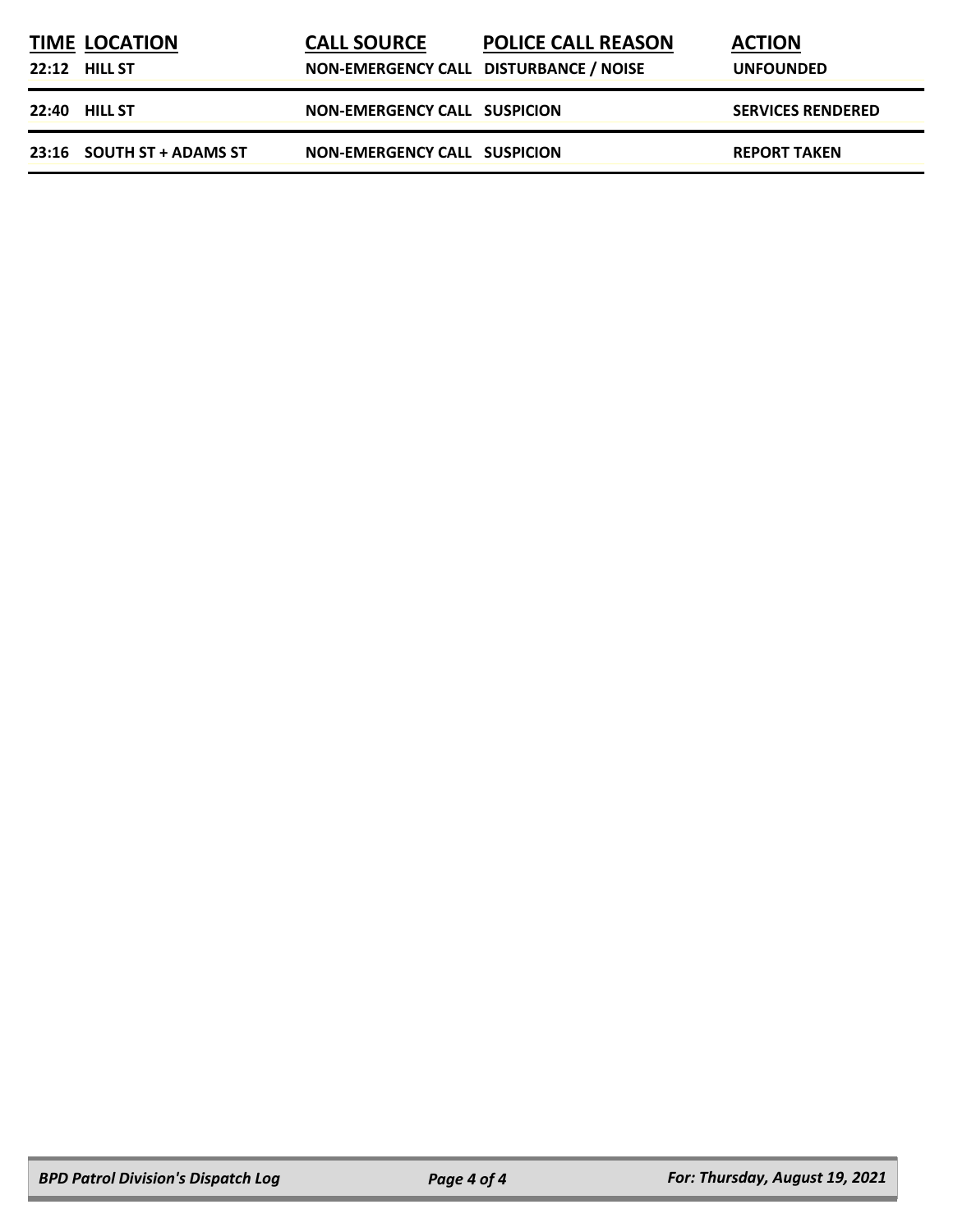| TIME | LOCATION | CALL SOURCE | POLICE CALL REASON | ACTION |
|---|---|---|---|---|
| 22:12 | HILL ST | NON-EMERGENCY CALL | DISTURBANCE / NOISE | UNFOUNDED |
| 22:40 | HILL ST | NON-EMERGENCY CALL | SUSPICION | SERVICES RENDERED |
| 23:16 | SOUTH ST + ADAMS ST | NON-EMERGENCY CALL | SUSPICION | REPORT TAKEN |